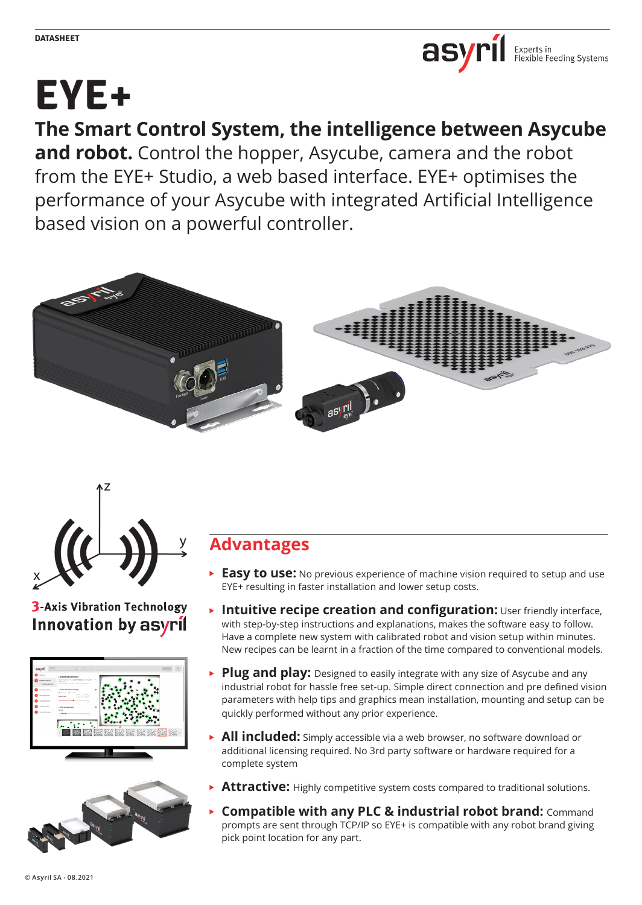DATASHEET

# EYE+

**The Smart Control System, the intelligence between Asycube and robot.** Control the hopper, Asycube, camera and the robot from the EYE+ Studio, a web based interface. EYE+ optimises the performance of your Asycube with integrated Artificial Intelligence based vision on a powerful controller.

3-Axis Vibration Technology
Innovation by asyril

## Advantages

- **Easy to use:** No previous experience of machine vision required to setup and use EYE+ resulting in faster installation and lower setup costs.
- **Intuitive recipe creation and configuration:** User friendly interface, with step-by-step instructions and explanations, makes the software easy to follow. Have a complete new system with calibrated robot and vision setup within minutes. New recipes can be learnt in a fraction of the time compared to conventional models.
- **Plug and play:** Designed to easily integrate with any size of Asycube and any industrial robot for hassle free set-up. Simple direct connection and pre defined vision parameters with help tips and graphics mean installation, mounting and setup can be quickly performed without any prior experience.
- **All included:** Simply accessible via a web browser, no software download or additional licensing required. No 3rd party software or hardware required for a complete system
- **Attractive:** Highly competitive system costs compared to traditional solutions.
- **Compatible with any PLC & industrial robot brand:** Command prompts are sent through TCP/IP so EYE+ is compatible with any robot brand giving pick point location for any part.

© Asyril SA - 08.2021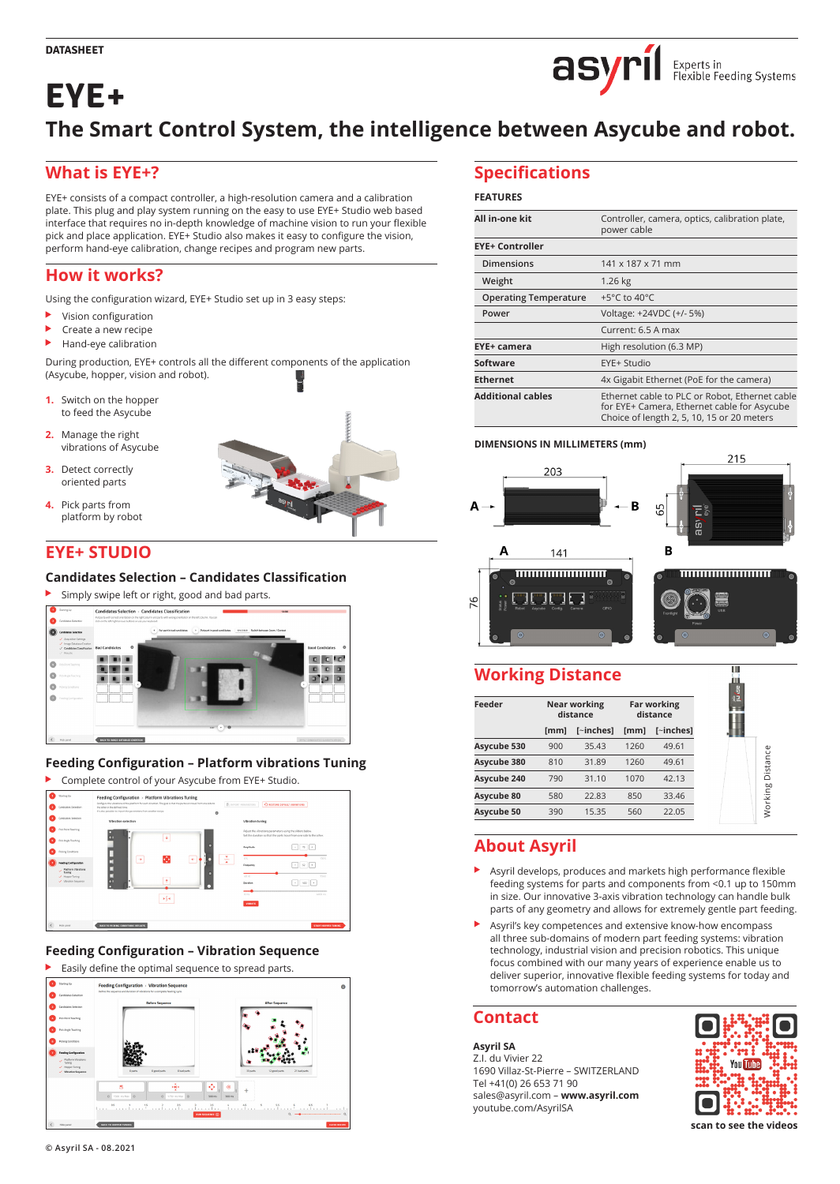DATASHEET

# EYE+

## The Smart Control System, the intelligence between Asycube and robot.

## What is EYE+?

EYE+ consists of a compact controller, a high-resolution camera and a calibration plate. This plug and play system running on the easy to use EYE+ Studio web based interface that requires no in-depth knowledge of machine vision to run your flexible pick and place application. EYE+ Studio also makes it easy to configure the vision, perform hand-eye calibration, change recipes and program new parts.

## How it works?

Using the configuration wizard, EYE+ Studio set up in 3 easy steps:

- Vision configuration
- Create a new recipe
- Hand-eye calibration

During production, EYE+ controls all the different components of the application (Asycube, hopper, vision and robot).

1. Switch on the hopper to feed the Asycube
2. Manage the right vibrations of Asycube
3. Detect correctly oriented parts
4. Pick parts from platform by robot

## EYE+ STUDIO

### Candidates Selection – Candidates Classification

- Simply swipe left or right, good and bad parts.

### Feeding Configuration – Platform vibrations Tuning

- Complete control of your Asycube from EYE+ Studio.

### Feeding Configuration – Vibration Sequence

- Easily define the optimal sequence to spread parts.

## Specifications

**FEATURES**

| | |
|---|---|
| **All in-one kit** | Controller, camera, optics, calibration plate, power cable |
| **EYE+ Controller** | |
| Dimensions | 141 x 187 x 71 mm |
| Weight | 1.26 kg |
| Operating Temperature | +5°C to 40°C |
| Power | Voltage: +24VDC (+/- 5%) |
| | Current: 6.5 A max |
| **EYE+ camera** | High resolution (6.3 MP) |
| **Software** | EYE+ Studio |
| **Ethernet** | 4x Gigabit Ethernet (PoE for the camera) |
| **Additional cables** | Ethernet cable to PLC or Robot, Ethernet cable for EYE+ Camera, Ethernet cable for Asycube<br>Choice of length 2, 5, 10, 15 or 20 meters |

**DIMENSIONS IN MILLIMETERS (mm)**

203
215
A
B
65
A
141
B
76

## Working Distance

| Feeder | Near working distance | | Far working distance | |
|---|---|---|---|---|
| | [mm] | [~inches] | [mm] | [~inches] |
| Asycube 530 | 900 | 35.43 | 1260 | 49.61 |
| Asycube 380 | 810 | 31.89 | 1260 | 49.61 |
| Asycube 240 | 790 | 31.10 | 1070 | 42.13 |
| Asycube 80 | 580 | 22.83 | 850 | 33.46 |
| Asycube 50 | 390 | 15.35 | 560 | 22.05 |

Working Distance

## About Asyril

- Asyril develops, produces and markets high performance flexible feeding systems for parts and components from <0.1 up to 150mm in size. Our innovative 3-axis vibration technology can handle bulk parts of any geometry and allows for extremely gentle part feeding.
- Asyril's key competences and extensive know-how encompass all three sub-domains of modern part feeding systems: vibration technology, industrial vision and precision robotics. This unique focus combined with our many years of experience enable us to deliver superior, innovative flexible feeding systems for today and tomorrow's automation challenges.

## Contact

**Asyril SA**
Z.I. du Vivier 22
1690 Villaz-St-Pierre – SWITZERLAND
Tel +41(0) 26 653 71 90
sales@asyril.com – **www.asyril.com**
youtube.com/AsyrilSA

**scan to see the videos**

© Asyril SA - 08.2021